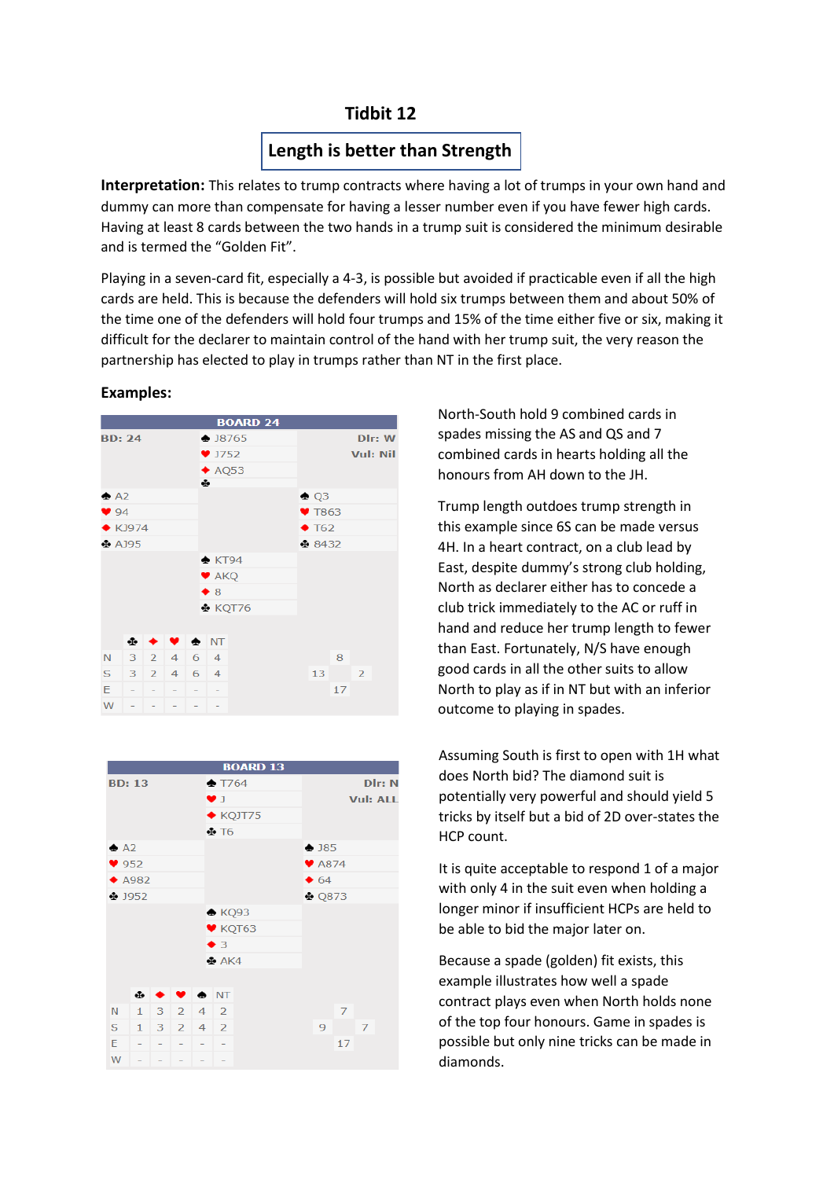# Tidbit 12

## Length is better than Strength

**Interpretation:** This relates to trump contracts where having a lot of trumps in your own hand and dummy can more than compensate for having a lesser number even if you have fewer high cards. Having at least 8 cards between the two hands in a trump suit is considered the minimum desirable and is termed the "Golden Fit".

Playing in a seven-card fit, especially a 4-3, is possible but avoided if practicable even if all the high cards are held. This is because the defenders will hold six trumps between them and about 50% of the time one of the defenders will hold four trumps and 15% of the time either five or six, making it difficult for the declarer to maintain control of the hand with her trump suit, the very reason the partnership has elected to play in trumps rather than NT in the first place.

**Examples:**

**BOARD 24**

BD: 24 — Dlr: W — Vul: Nil

| West | North | East |
|---|---|---|
| | ♠ J8765 | |
| | ♥ J752 | |
| | ♦ AQ53 | |
| | ♣ | |
| ♠ A2 | | ♠ Q3 |
| ♥ 94 | | ♥ T863 |
| ♦ KJ974 | | ♦ T62 |
| ♣ AJ95 | | ♣ 8432 |
| | ♠ KT94 | |
| | ♥ AKQ | |
| | ♦ 8 | |
| | ♣ KQT76 | |

| | ♣ | ♦ | ♥ | ♠ | NT |
|---|---|---|---|---|---|
| N | 3 | 2 | 4 | 6 | 4 |
| S | 3 | 2 | 4 | 6 | 4 |
| E | - | - | - | - | - |
| W | - | - | - | - | - |

HCP: N 8, W 13, E 2, S 17

North-South hold 9 combined cards in spades missing the AS and QS and 7 combined cards in hearts holding all the honours from AH down to the JH.

Trump length outdoes trump strength in this example since 6S can be made versus 4H. In a heart contract, on a club lead by East, despite dummy's strong club holding, North as declarer either has to concede a club trick immediately to the AC or ruff in hand and reduce her trump length to fewer than East. Fortunately, N/S have enough good cards in all the other suits to allow North to play as if in NT but with an inferior outcome to playing in spades.

**BOARD 13**

BD: 13 — Dlr: N — Vul: ALL

| West | North | East |
|---|---|---|
| | ♠ T764 | |
| | ♥ J | |
| | ♦ KQJT75 | |
| | ♣ T6 | |
| ♠ A2 | | ♠ J85 |
| ♥ 952 | | ♥ A874 |
| ♦ A982 | | ♦ 64 |
| ♣ J952 | | ♣ Q873 |
| | ♠ KQ93 | |
| | ♥ KQT63 | |
| | ♦ 3 | |
| | ♣ AK4 | |

| | ♣ | ♦ | ♥ | ♠ | NT |
|---|---|---|---|---|---|
| N | 1 | 3 | 2 | 4 | 2 |
| S | 1 | 3 | 2 | 4 | 2 |
| E | - | - | - | - | - |
| W | - | - | - | - | - |

HCP: N 7, W 9, E 7, S 17

Assuming South is first to open with 1H what does North bid? The diamond suit is potentially very powerful and should yield 5 tricks by itself but a bid of 2D over-states the HCP count.

It is quite acceptable to respond 1 of a major with only 4 in the suit even when holding a longer minor if insufficient HCPs are held to be able to bid the major later on.

Because a spade (golden) fit exists, this example illustrates how well a spade contract plays even when North holds none of the top four honours. Game in spades is possible but only nine tricks can be made in diamonds.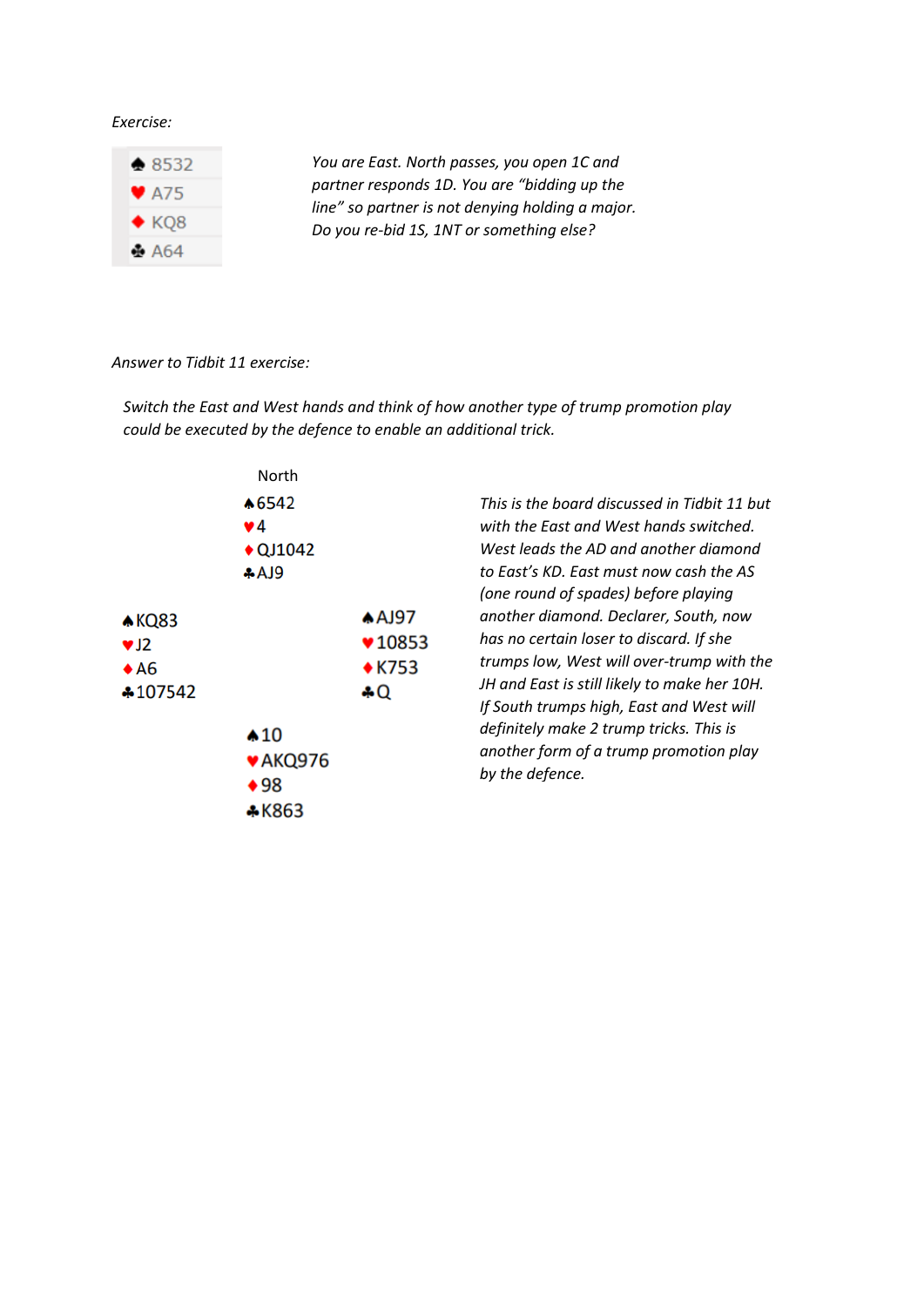*Exercise:*

| |
|---|
| ♠ 8532 |
| ♥ A75 |
| ♦ KQ8 |
| ♣ A64 |

*You are East. North passes, you open 1C and partner responds 1D. You are "bidding up the line" so partner is not denying holding a major. Do you re-bid 1S, 1NT or something else?*

*Answer to Tidbit 11 exercise:*

*Switch the East and West hands and think of how another type of trump promotion play could be executed by the defence to enable an additional trick.*

North
♠6542
♥4
♦QJ1042
♣AJ9

West
♠KQ83
♥J2
♦A6
♣107542

East
♠AJ97
♥10853
♦K753
♣Q

South
♠10
♥AKQ976
♦98
♣K863

*This is the board discussed in Tidbit 11 but with the East and West hands switched. West leads the AD and another diamond to East's KD. East must now cash the AS (one round of spades) before playing another diamond. Declarer, South, now has no certain loser to discard. If she trumps low, West will over-trump with the JH and East is still likely to make her 10H. If South trumps high, East and West will definitely make 2 trump tricks. This is another form of a trump promotion play by the defence.*